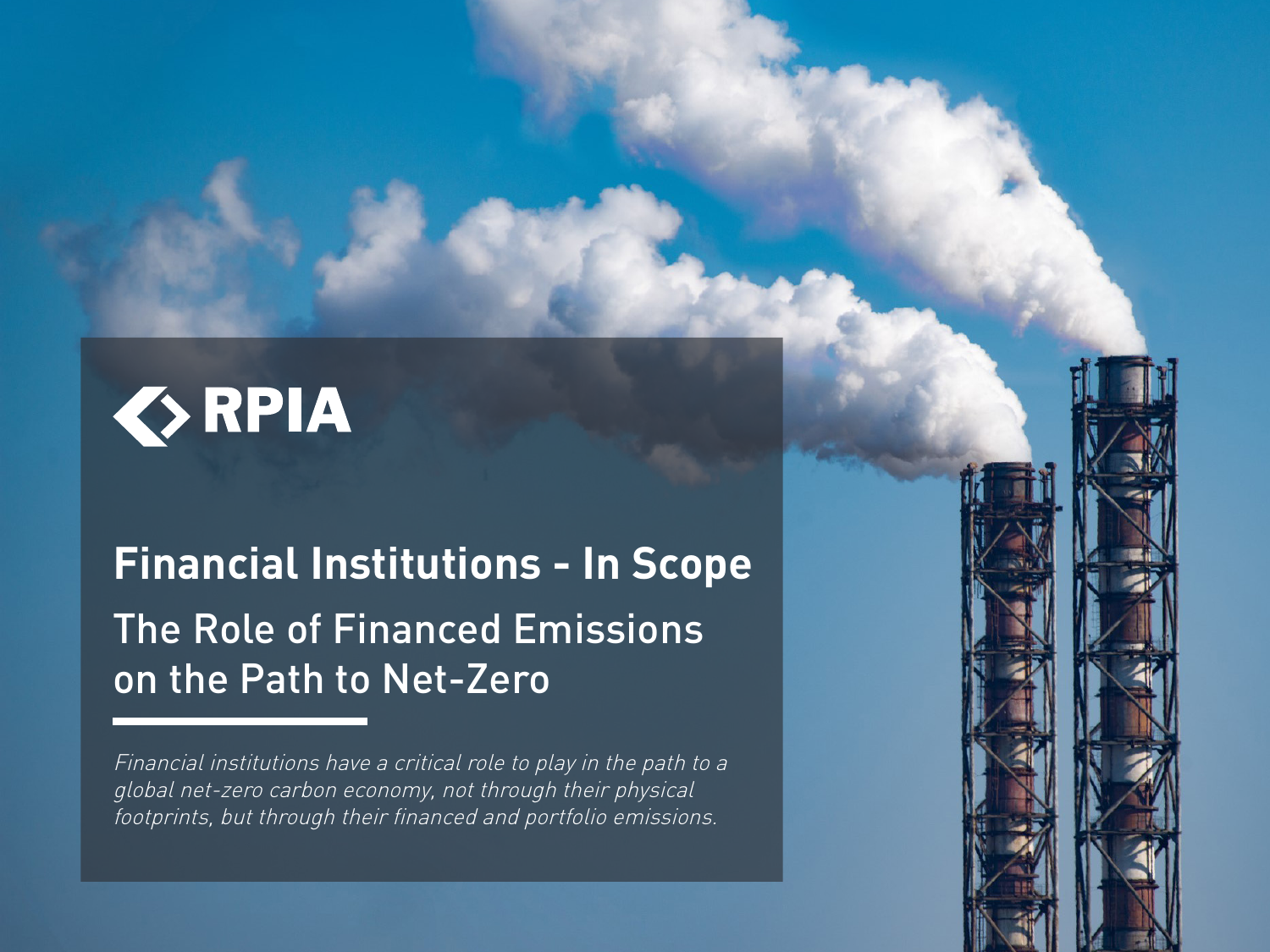RPIA

# Financial Institutions - In Scope

## The Role of Financed Emissions on the Path to Net-Zero

*Financial institutions have a critical role to play in the path to a global net-zero carbon economy, not through their physical footprints, but through their financed and portfolio emissions.*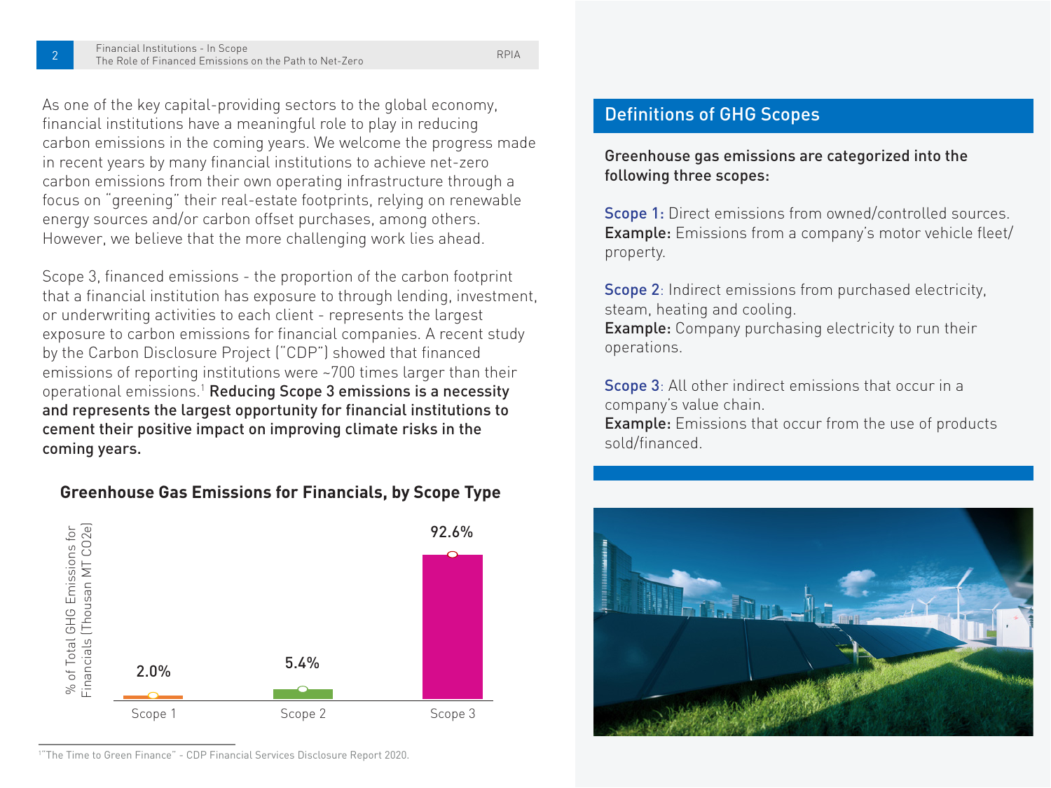As one of the key capital-providing sectors to the global economy, financial institutions have a meaningful role to play in reducing carbon emissions in the coming years. We welcome the progress made in recent years by many financial institutions to achieve net-zero carbon emissions from their own operating infrastructure through a focus on "greening" their real-estate footprints, relying on renewable energy sources and/or carbon offset purchases, among others. However, we believe that the more challenging work lies ahead.

Scope 3, financed emissions - the proportion of the carbon footprint that a financial institution has exposure to through lending, investment, or underwriting activities to each client - represents the largest exposure to carbon emissions for financial companies. A recent study by the Carbon Disclosure Project ("CDP") showed that financed emissions of reporting institutions were ~700 times larger than their operational emissions.[1] **Reducing Scope 3 emissions is a necessity and represents the largest opportunity for financial institutions to cement their positive impact on improving climate risks in the coming years.**

### Greenhouse Gas Emissions for Financials, by Scope Type

| Scope | % of Total GHG Emissions for Financials (Thousan MT CO2e) |
|---|---|
| Scope 1 | 2.0% |
| Scope 2 | 5.4% |
| Scope 3 | 92.6% |

[1] "The Time to Green Finance" - CDP Financial Services Disclosure Report 2020.

## Definitions of GHG Scopes

**Greenhouse gas emissions are categorized into the following three scopes:**

**Scope 1:** Direct emissions from owned/controlled sources.
**Example:** Emissions from a company's motor vehicle fleet/property.

**Scope 2**: Indirect emissions from purchased electricity, steam, heating and cooling.
**Example:** Company purchasing electricity to run their operations.

**Scope 3**: All other indirect emissions that occur in a company's value chain.
**Example:** Emissions that occur from the use of products sold/financed.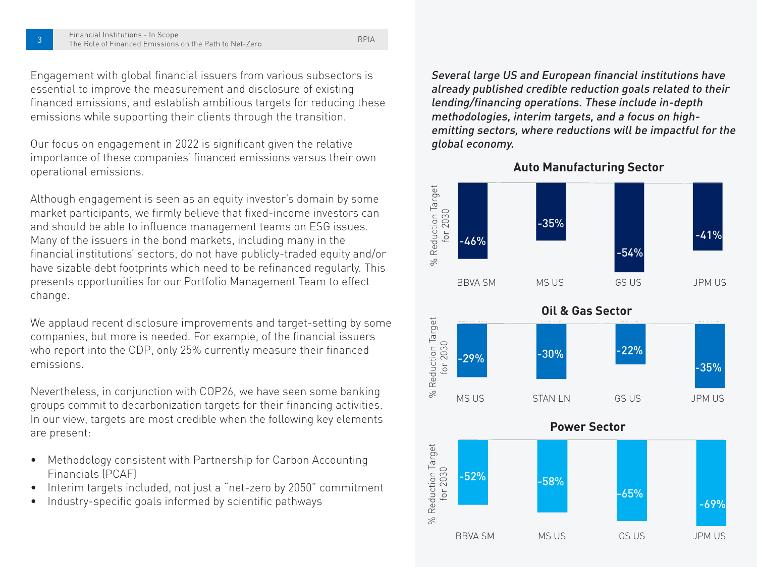Engagement with global financial issuers from various subsectors is essential to improve the measurement and disclosure of existing financed emissions, and establish ambitious targets for reducing these emissions while supporting their clients through the transition.

Our focus on engagement in 2022 is significant given the relative importance of these companies' financed emissions versus their own operational emissions.

Although engagement is seen as an equity investor's domain by some market participants, we firmly believe that fixed-income investors can and should be able to influence management teams on ESG issues. Many of the issuers in the bond markets, including many in the financial institutions' sectors, do not have publicly-traded equity and/or have sizable debt footprints which need to be refinanced regularly. This presents opportunities for our Portfolio Management Team to effect change.

We applaud recent disclosure improvements and target-setting by some companies, but more is needed. For example, of the financial issuers who report into the CDP, only 25% currently measure their financed emissions.

Nevertheless, in conjunction with COP26, we have seen some banking groups commit to decarbonization targets for their financing activities. In our view, targets are most credible when the following key elements are present:

- Methodology consistent with Partnership for Carbon Accounting Financials (PCAF)
- Interim targets included, not just a "net-zero by 2050" commitment
- Industry-specific goals informed by scientific pathways

*Several large US and European financial institutions have already published credible reduction goals related to their lending/financing operations. These include in-depth methodologies, interim targets, and a focus on high-emitting sectors, where reductions will be impactful for the global economy.*

**Auto Manufacturing Sector**

| | % Reduction Target for 2030 |
|---|---|
| BBVA SM | -46% |
| MS US | -35% |
| GS US | -54% |
| JPM US | -41% |

**Oil & Gas Sector**

| | % Reduction Target for 2030 |
|---|---|
| MS US | -29% |
| STAN LN | -30% |
| GS US | -22% |
| JPM US | -35% |

**Power Sector**

| | % Reduction Target for 2030 |
|---|---|
| BBVA SM | -52% |
| MS US | -58% |
| GS US | -65% |
| JPM US | -69% |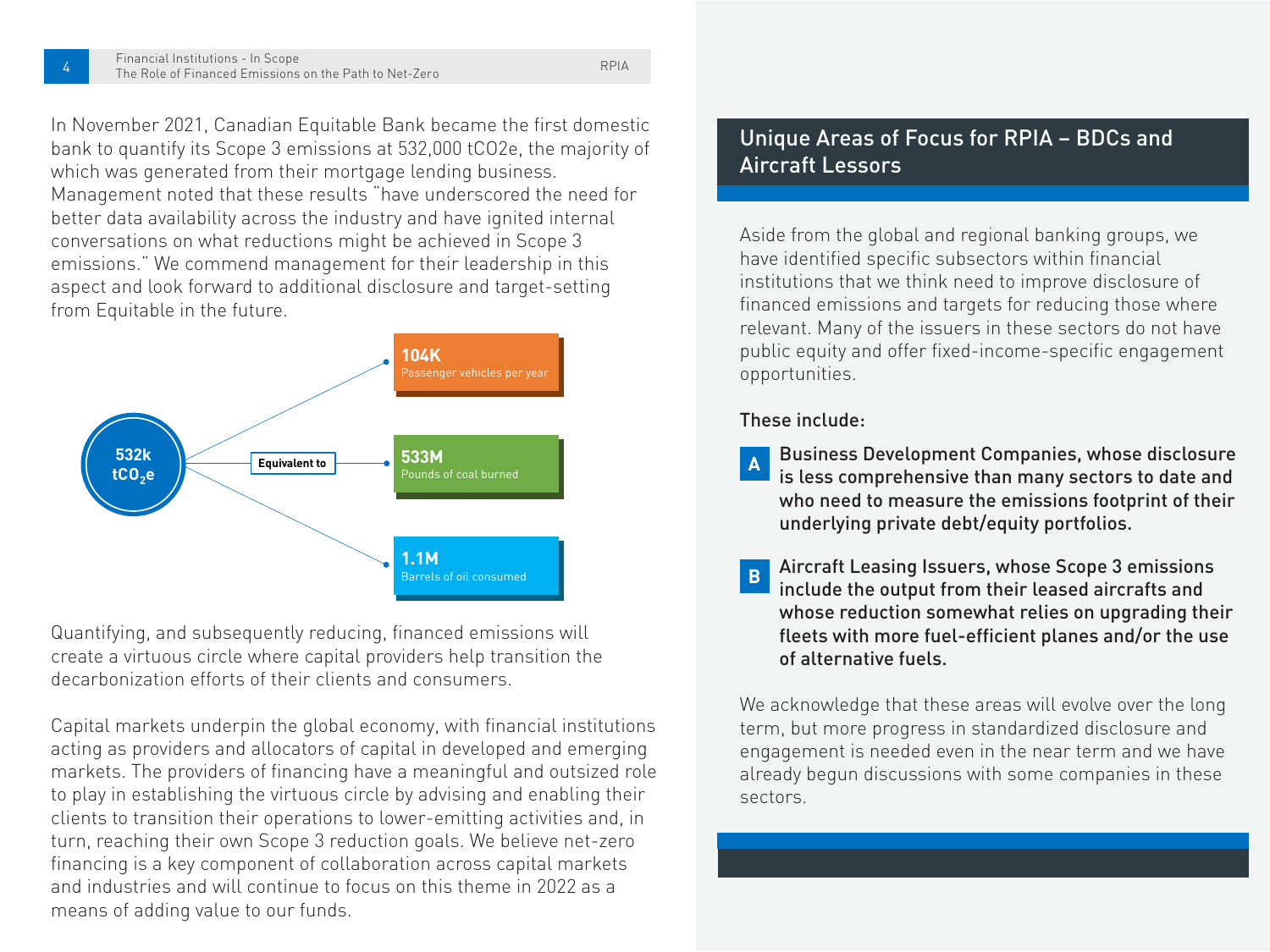In November 2021, Canadian Equitable Bank became the first domestic bank to quantify its Scope 3 emissions at 532,000 tCO2e, the majority of which was generated from their mortgage lending business. Management noted that these results "have underscored the need for better data availability across the industry and have ignited internal conversations on what reductions might be achieved in Scope 3 emissions." We commend management for their leadership in this aspect and look forward to additional disclosure and target-setting from Equitable in the future.

**532k $tCO_2e$** — Equivalent to:

- **104K** Passenger vehicles per year
- **533M** Pounds of coal burned
- **1.1M** Barrels of oil consumed

Quantifying, and subsequently reducing, financed emissions will create a virtuous circle where capital providers help transition the decarbonization efforts of their clients and consumers.

Capital markets underpin the global economy, with financial institutions acting as providers and allocators of capital in developed and emerging markets. The providers of financing have a meaningful and outsized role to play in establishing the virtuous circle by advising and enabling their clients to transition their operations to lower-emitting activities and, in turn, reaching their own Scope 3 reduction goals. We believe net-zero financing is a key component of collaboration across capital markets and industries and will continue to focus on this theme in 2022 as a means of adding value to our funds.

## Unique Areas of Focus for RPIA – BDCs and Aircraft Lessors

Aside from the global and regional banking groups, we have identified specific subsectors within financial institutions that we think need to improve disclosure of financed emissions and targets for reducing those where relevant. Many of the issuers in these sectors do not have public equity and offer fixed-income-specific engagement opportunities.

These include:

**A** **Business Development Companies, whose disclosure is less comprehensive than many sectors to date and who need to measure the emissions footprint of their underlying private debt/equity portfolios.**

**B** **Aircraft Leasing Issuers, whose Scope 3 emissions include the output from their leased aircrafts and whose reduction somewhat relies on upgrading their fleets with more fuel-efficient planes and/or the use of alternative fuels.**

We acknowledge that these areas will evolve over the long term, but more progress in standardized disclosure and engagement is needed even in the near term and we have already begun discussions with some companies in these sectors.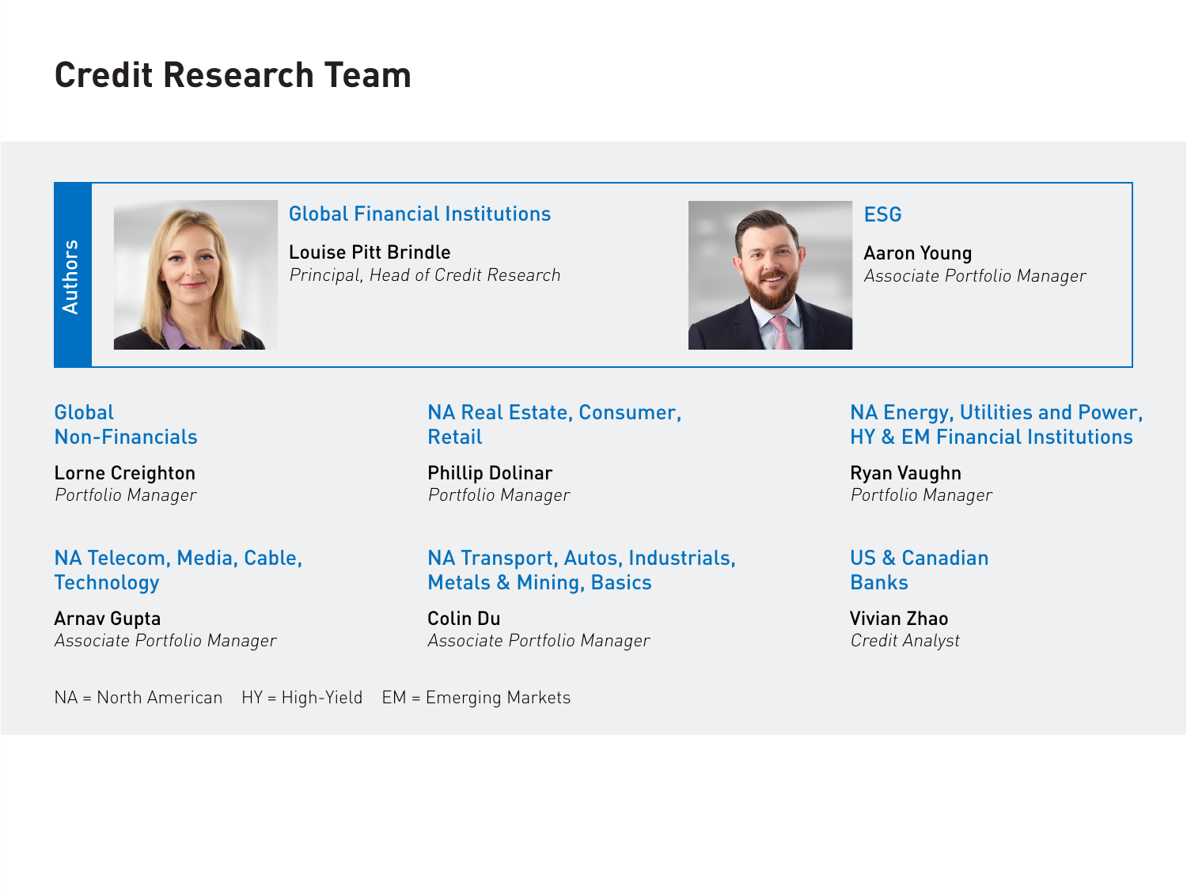# Credit Research Team

**Authors**

### Global Financial Institutions

**Louise Pitt Brindle**
*Principal, Head of Credit Research*

### ESG

**Aaron Young**
*Associate Portfolio Manager*

### Global Non-Financials

**Lorne Creighton**
*Portfolio Manager*

### NA Real Estate, Consumer, Retail

**Phillip Dolinar**
*Portfolio Manager*

### NA Energy, Utilities and Power, HY & EM Financial Institutions

**Ryan Vaughn**
*Portfolio Manager*

### NA Telecom, Media, Cable, Technology

**Arnav Gupta**
*Associate Portfolio Manager*

### NA Transport, Autos, Industrials, Metals & Mining, Basics

**Colin Du**
*Associate Portfolio Manager*

### US & Canadian Banks

**Vivian Zhao**
*Credit Analyst*

NA = North American HY = High-Yield EM = Emerging Markets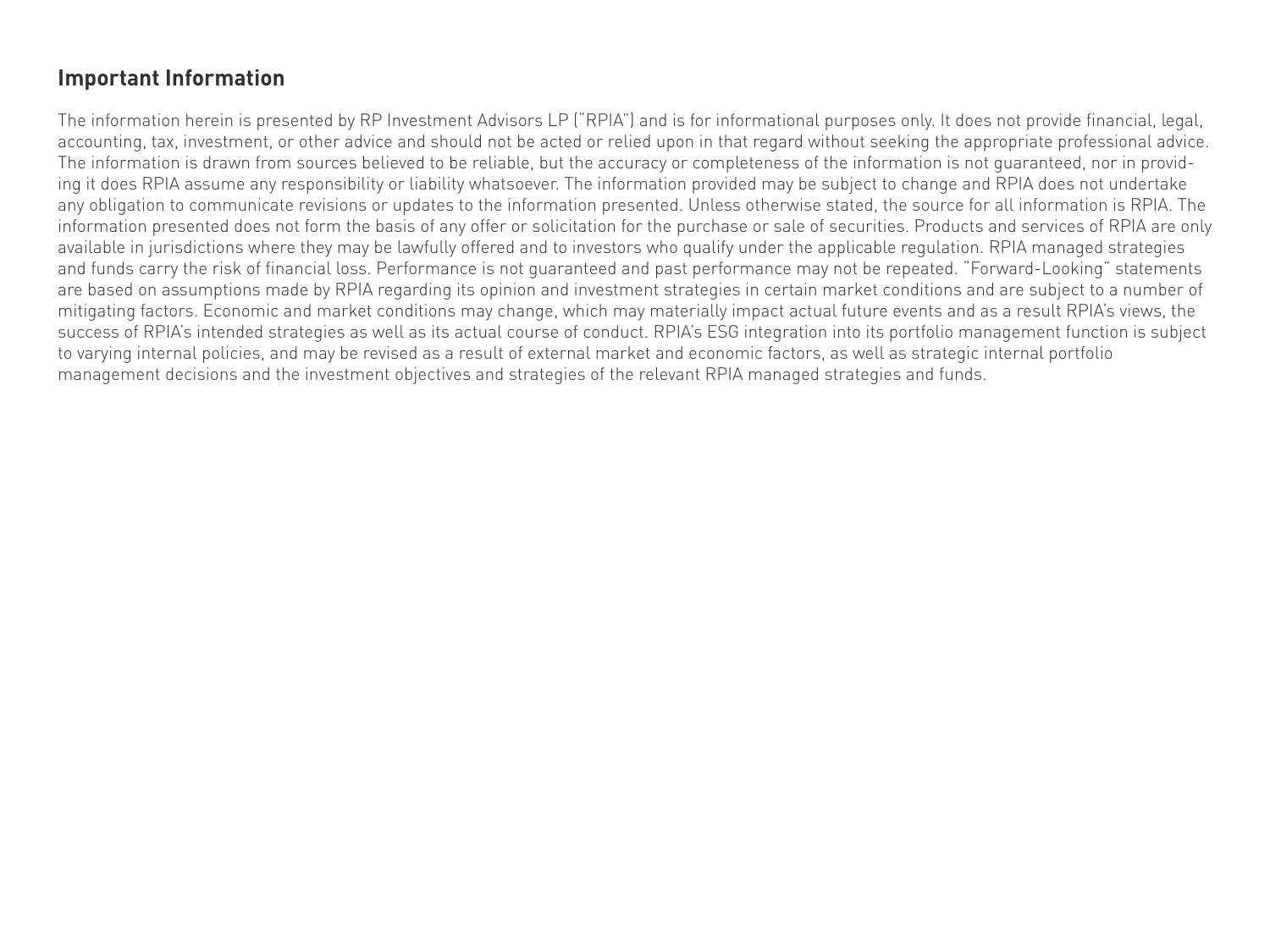## Important Information

The information herein is presented by RP Investment Advisors LP ("RPIA") and is for informational purposes only. It does not provide financial, legal, accounting, tax, investment, or other advice and should not be acted or relied upon in that regard without seeking the appropriate professional advice. The information is drawn from sources believed to be reliable, but the accuracy or completeness of the information is not guaranteed, nor in providing it does RPIA assume any responsibility or liability whatsoever. The information provided may be subject to change and RPIA does not undertake any obligation to communicate revisions or updates to the information presented. Unless otherwise stated, the source for all information is RPIA. The information presented does not form the basis of any offer or solicitation for the purchase or sale of securities. Products and services of RPIA are only available in jurisdictions where they may be lawfully offered and to investors who qualify under the applicable regulation. RPIA managed strategies and funds carry the risk of financial loss. Performance is not guaranteed and past performance may not be repeated. "Forward-Looking" statements are based on assumptions made by RPIA regarding its opinion and investment strategies in certain market conditions and are subject to a number of mitigating factors. Economic and market conditions may change, which may materially impact actual future events and as a result RPIA's views, the success of RPIA's intended strategies as well as its actual course of conduct. RPIA's ESG integration into its portfolio management function is subject to varying internal policies, and may be revised as a result of external market and economic factors, as well as strategic internal portfolio management decisions and the investment objectives and strategies of the relevant RPIA managed strategies and funds.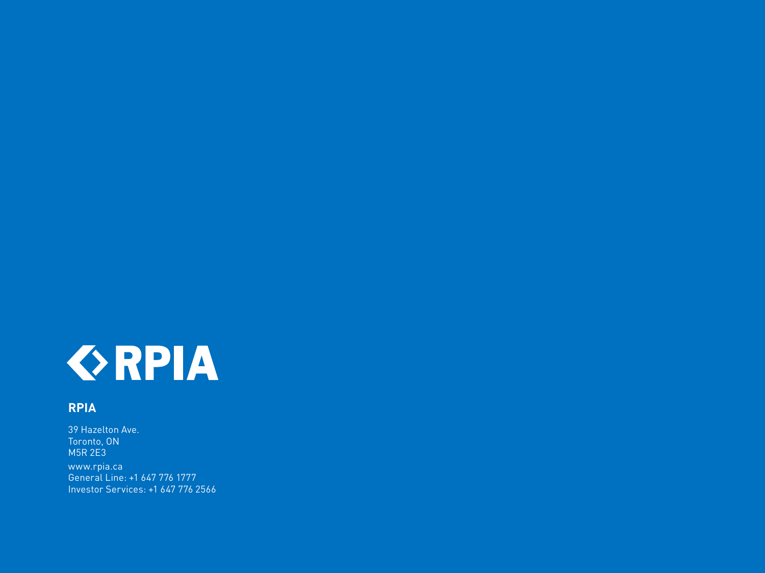RPIA

**RPIA**

39 Hazelton Ave.
Toronto, ON
M5R 2E3

www.rpia.ca
General Line: +1 647 776 1777
Investor Services: +1 647 776 2566